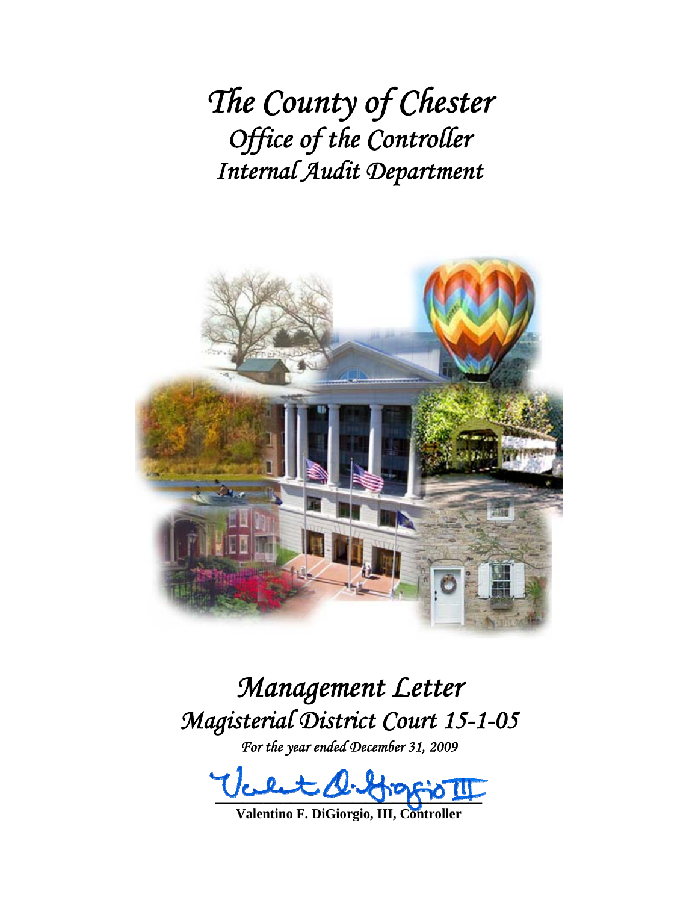# The County of Chester
## Office of the Controller
## Internal Audit Department

# Management Letter
## Magisterial District Court 15-1-05
*For the year ended December 31, 2009*

**Valentino F. DiGiorgio, III, Controller**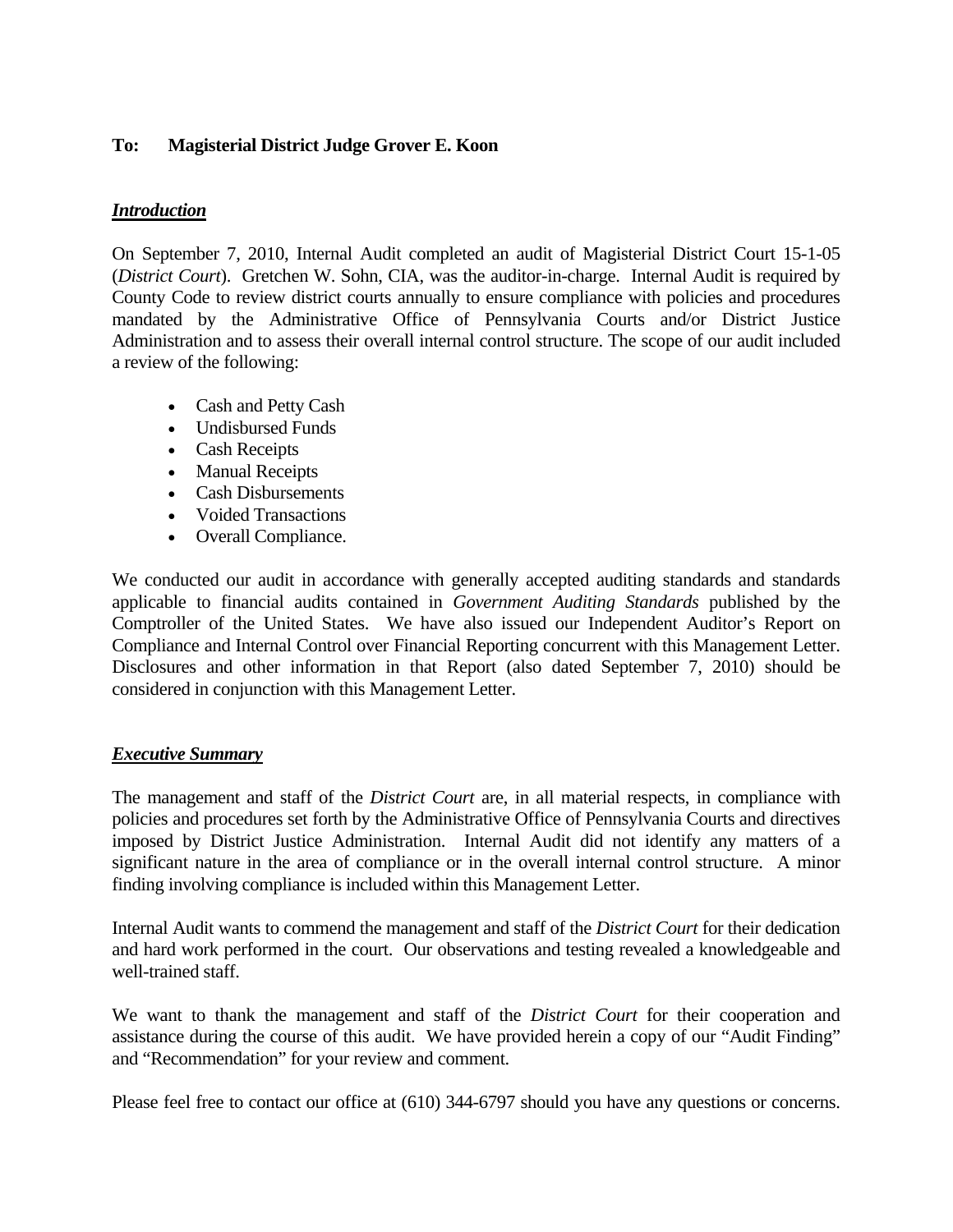**To: Magisterial District Judge Grover E. Koon**

***Introduction***

On September 7, 2010, Internal Audit completed an audit of Magisterial District Court 15-1-05 (*District Court*). Gretchen W. Sohn, CIA, was the auditor-in-charge. Internal Audit is required by County Code to review district courts annually to ensure compliance with policies and procedures mandated by the Administrative Office of Pennsylvania Courts and/or District Justice Administration and to assess their overall internal control structure. The scope of our audit included a review of the following:

- Cash and Petty Cash
- Undisbursed Funds
- Cash Receipts
- Manual Receipts
- Cash Disbursements
- Voided Transactions
- Overall Compliance.

We conducted our audit in accordance with generally accepted auditing standards and standards applicable to financial audits contained in *Government Auditing Standards* published by the Comptroller of the United States. We have also issued our Independent Auditor's Report on Compliance and Internal Control over Financial Reporting concurrent with this Management Letter. Disclosures and other information in that Report (also dated September 7, 2010) should be considered in conjunction with this Management Letter.

***Executive Summary***

The management and staff of the *District Court* are, in all material respects, in compliance with policies and procedures set forth by the Administrative Office of Pennsylvania Courts and directives imposed by District Justice Administration. Internal Audit did not identify any matters of a significant nature in the area of compliance or in the overall internal control structure. A minor finding involving compliance is included within this Management Letter.

Internal Audit wants to commend the management and staff of the *District Court* for their dedication and hard work performed in the court. Our observations and testing revealed a knowledgeable and well-trained staff.

We want to thank the management and staff of the *District Court* for their cooperation and assistance during the course of this audit. We have provided herein a copy of our "Audit Finding" and "Recommendation" for your review and comment.

Please feel free to contact our office at (610) 344-6797 should you have any questions or concerns.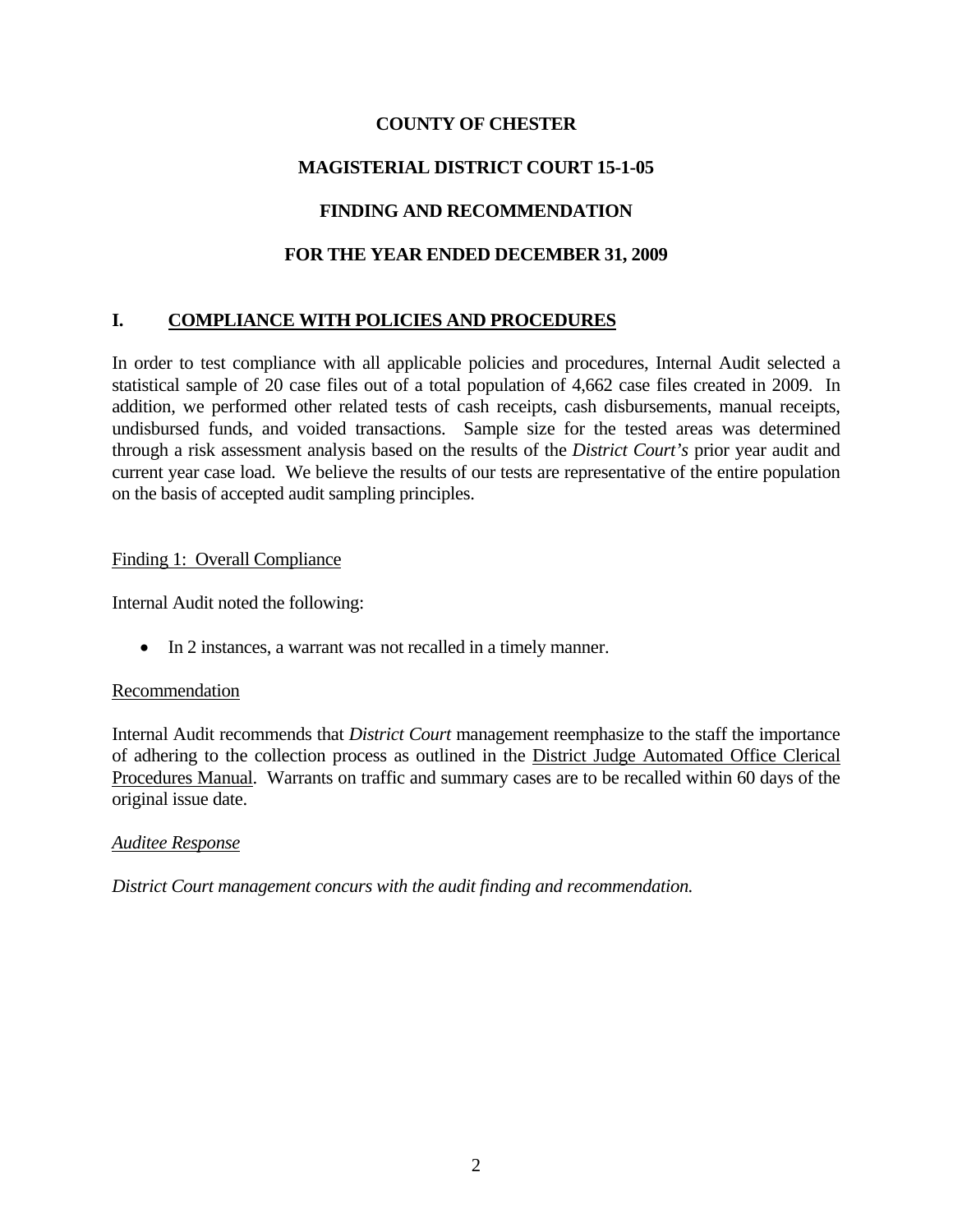**COUNTY OF CHESTER**

**MAGISTERIAL DISTRICT COURT 15-1-05**

**FINDING AND RECOMMENDATION**

**FOR THE YEAR ENDED DECEMBER 31, 2009**

## I. COMPLIANCE WITH POLICIES AND PROCEDURES

In order to test compliance with all applicable policies and procedures, Internal Audit selected a statistical sample of 20 case files out of a total population of 4,662 case files created in 2009. In addition, we performed other related tests of cash receipts, cash disbursements, manual receipts, undisbursed funds, and voided transactions. Sample size for the tested areas was determined through a risk assessment analysis based on the results of the *District Court's* prior year audit and current year case load. We believe the results of our tests are representative of the entire population on the basis of accepted audit sampling principles.

Finding 1: Overall Compliance

Internal Audit noted the following:

- In 2 instances, a warrant was not recalled in a timely manner.

Recommendation

Internal Audit recommends that *District Court* management reemphasize to the staff the importance of adhering to the collection process as outlined in the District Judge Automated Office Clerical Procedures Manual. Warrants on traffic and summary cases are to be recalled within 60 days of the original issue date.

*Auditee Response*

*District Court management concurs with the audit finding and recommendation.*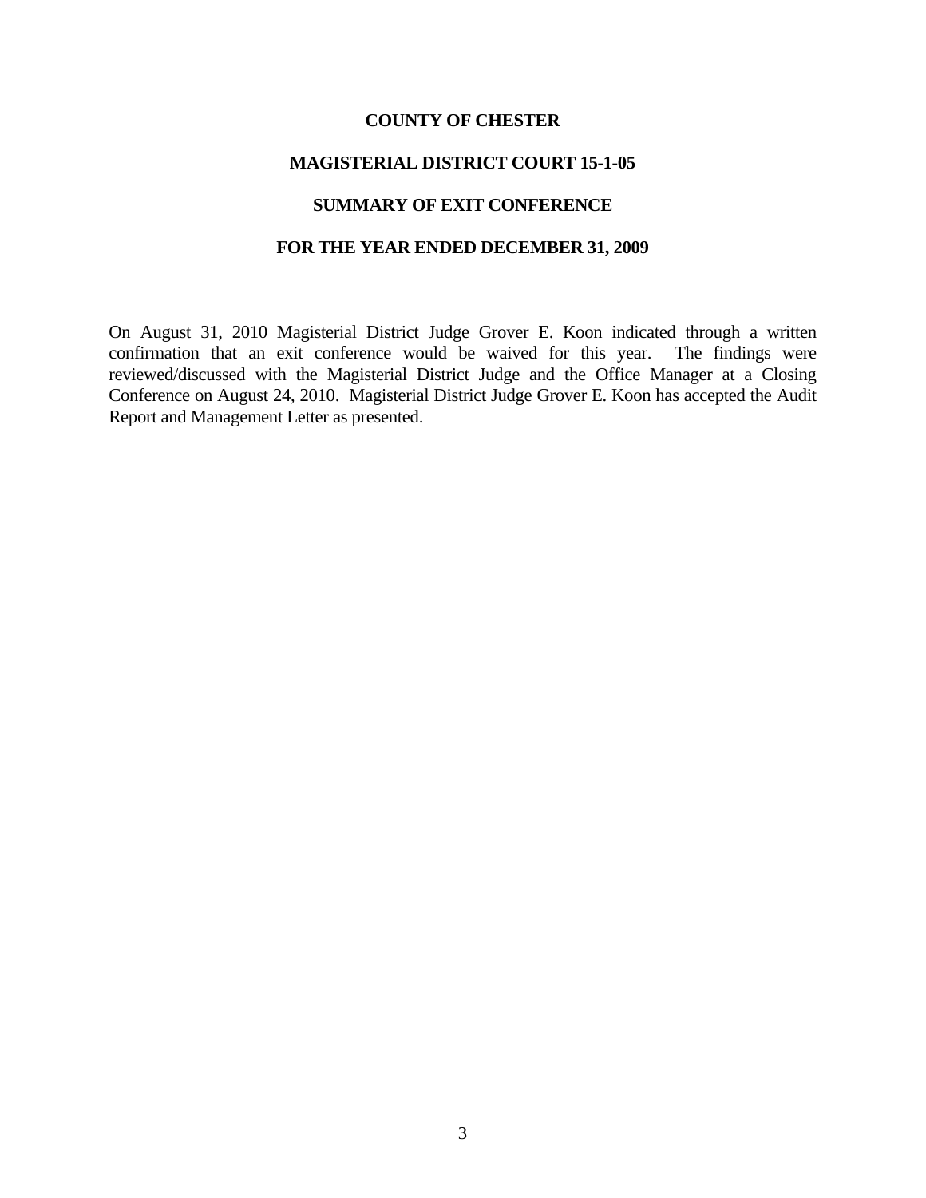**COUNTY OF CHESTER**

**MAGISTERIAL DISTRICT COURT 15-1-05**

**SUMMARY OF EXIT CONFERENCE**

**FOR THE YEAR ENDED DECEMBER 31, 2009**

On August 31, 2010 Magisterial District Judge Grover E. Koon indicated through a written confirmation that an exit conference would be waived for this year. The findings were reviewed/discussed with the Magisterial District Judge and the Office Manager at a Closing Conference on August 24, 2010. Magisterial District Judge Grover E. Koon has accepted the Audit Report and Management Letter as presented.